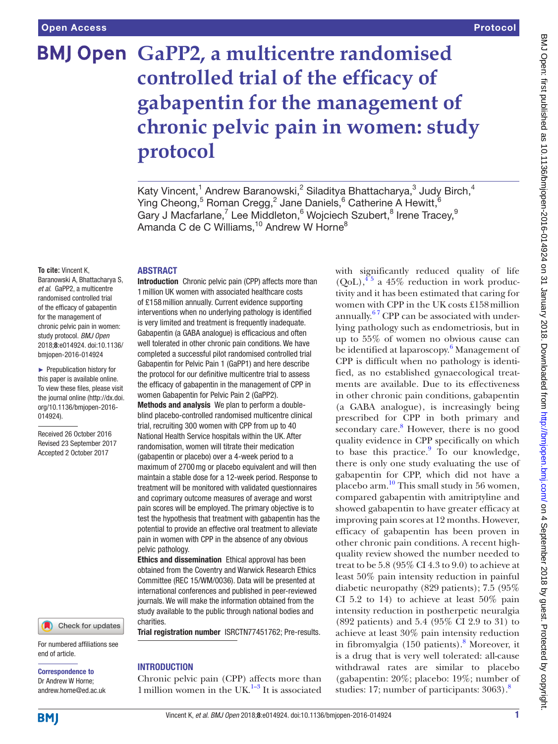# GaPP2, a multicentre randomised controlled trial of the efficacy of gabapentin for the management of chronic pelvic pain in women: study protocol

Katy Vincent,[1] Andrew Baranowski,[2] Siladitya Bhattacharya,[3] Judy Birch,[4] Ying Cheong,[5] Roman Cregg,[2] Jane Daniels,[6] Catherine A Hewitt,[6] Gary J Macfarlane,[7] Lee Middleton,[6] Wojciech Szubert,[8] Irene Tracey,[9] Amanda C de C Williams,[10] Andrew W Horne[8]

**To cite:** Vincent K, Baranowski A, Bhattacharya S, *et al*. GaPP2, a multicentre randomised controlled trial of the efficacy of gabapentin for the management of chronic pelvic pain in women: study protocol. *BMJ Open* 2018;**8**:e014924. doi:10.1136/bmjopen-2016-014924

► Prepublication history for this paper is available online. To view these files, please visit the journal online (http://dx.doi.org/10.1136/bmjopen-2016-014924).

Received 26 October 2016
Revised 26 September 2017
Accepted 2 October 2017

For numbered affiliations see end of article.

**Correspondence to**
Dr Andrew W Horne;
andrew.horne@ed.ac.uk

## ABSTRACT

**Introduction** Chronic pelvic pain (CPP) affects more than 1 million UK women with associated healthcare costs of £158 million annually. Current evidence supporting interventions when no underlying pathology is identified is very limited and treatment is frequently inadequate. Gabapentin (a GABA analogue) is efficacious and often well tolerated in other chronic pain conditions. We have completed a successful pilot randomised controlled trial Gabapentin for Pelvic Pain 1 (GaPP1) and here describe the protocol for our definitive multicentre trial to assess the efficacy of gabapentin in the management of CPP in women Gabapentin for Pelvic Pain 2 (GaPP2).

**Methods and analysis** We plan to perform a double-blind placebo-controlled randomised multicentre clinical trial, recruiting 300 women with CPP from up to 40 National Health Service hospitals within the UK. After randomisation, women will titrate their medication (gabapentin or placebo) over a 4-week period to a maximum of 2700 mg or placebo equivalent and will then maintain a stable dose for a 12-week period. Response to treatment will be monitored with validated questionnaires and coprimary outcome measures of average and worst pain scores will be employed. The primary objective is to test the hypothesis that treatment with gabapentin has the potential to provide an effective oral treatment to alleviate pain in women with CPP in the absence of any obvious pelvic pathology.

**Ethics and dissemination** Ethical approval has been obtained from the Coventry and Warwick Research Ethics Committee (REC 15/WM/0036). Data will be presented at international conferences and published in peer-reviewed journals. We will make the information obtained from the study available to the public through national bodies and charities.

**Trial registration number** ISRCTN77451762; Pre-results.

## INTRODUCTION

Chronic pelvic pain (CPP) affects more than 1 million women in the UK.[1–3] It is associated with significantly reduced quality of life (QoL),[4 5] a 45% reduction in work productivity and it has been estimated that caring for women with CPP in the UK costs £158 million annually.[6 7] CPP can be associated with underlying pathology such as endometriosis, but in up to 55% of women no obvious cause can be identified at laparoscopy.[6] Management of CPP is difficult when no pathology is identified, as no established gynaecological treatments are available. Due to its effectiveness in other chronic pain conditions, gabapentin (a GABA analogue), is increasingly being prescribed for CPP in both primary and secondary care.[8] However, there is no good quality evidence in CPP specifically on which to base this practice.[9] To our knowledge, there is only one study evaluating the use of gabapentin for CPP, which did not have a placebo arm.[10] This small study in 56 women, compared gabapentin with amitriptyline and showed gabapentin to have greater efficacy at improving pain scores at 12 months. However, efficacy of gabapentin has been proven in other chronic pain conditions. A recent high-quality review showed the number needed to treat to be 5.8 (95% CI 4.3 to 9.0) to achieve at least 50% pain intensity reduction in painful diabetic neuropathy (829 patients); 7.5 (95% CI 5.2 to 14) to achieve at least 50% pain intensity reduction in postherpetic neuralgia (892 patients) and 5.4 (95% CI 2.9 to 31) to achieve at least 30% pain intensity reduction in fibromyalgia (150 patients).[8] Moreover, it is a drug that is very well tolerated: all-cause withdrawal rates are similar to placebo (gabapentin: 20%; placebo: 19%; number of studies: 17; number of participants: 3063).[8]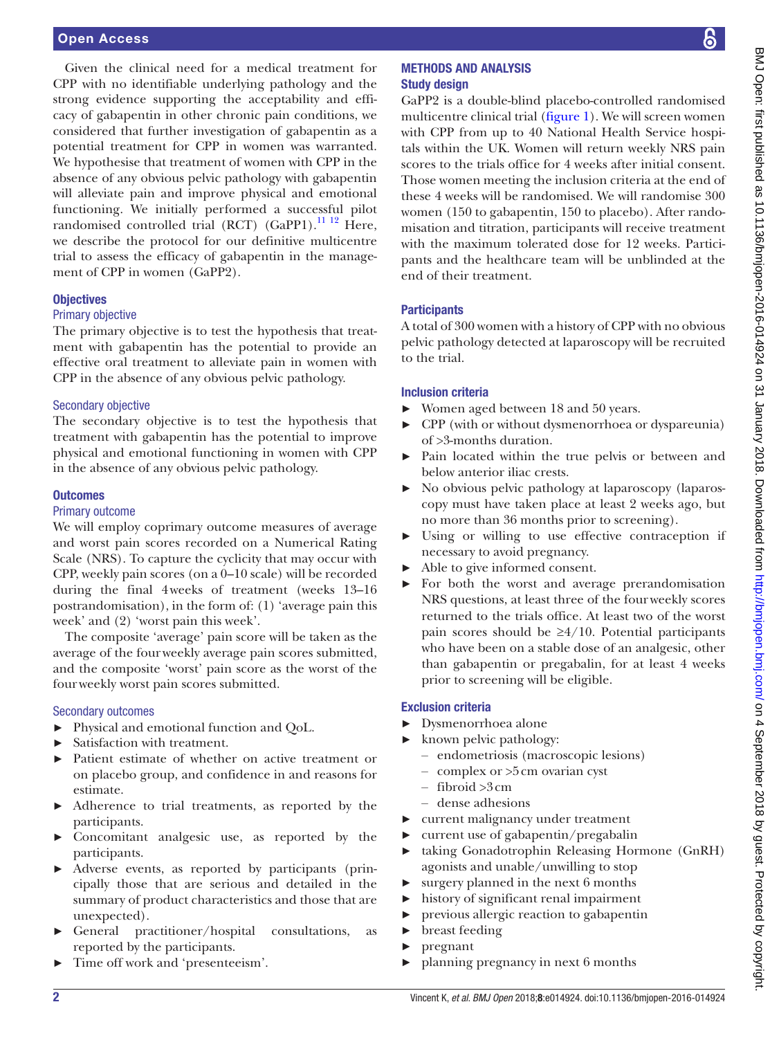Given the clinical need for a medical treatment for CPP with no identifiable underlying pathology and the strong evidence supporting the acceptability and efficacy of gabapentin in other chronic pain conditions, we considered that further investigation of gabapentin as a potential treatment for CPP in women was warranted. We hypothesise that treatment of women with CPP in the absence of any obvious pelvic pathology with gabapentin will alleviate pain and improve physical and emotional functioning. We initially performed a successful pilot randomised controlled trial (RCT) (GaPP1).[11 12] Here, we describe the protocol for our definitive multicentre trial to assess the efficacy of gabapentin in the management of CPP in women (GaPP2).

## Objectives

### Primary objective

The primary objective is to test the hypothesis that treatment with gabapentin has the potential to provide an effective oral treatment to alleviate pain in women with CPP in the absence of any obvious pelvic pathology.

### Secondary objective

The secondary objective is to test the hypothesis that treatment with gabapentin has the potential to improve physical and emotional functioning in women with CPP in the absence of any obvious pelvic pathology.

## Outcomes

### Primary outcome

We will employ coprimary outcome measures of average and worst pain scores recorded on a Numerical Rating Scale (NRS). To capture the cyclicity that may occur with CPP, weekly pain scores (on a 0–10 scale) will be recorded during the final 4 weeks of treatment (weeks 13–16 postrandomisation), in the form of: (1) 'average pain this week' and (2) 'worst pain this week'.

The composite 'average' pain score will be taken as the average of the four weekly average pain scores submitted, and the composite 'worst' pain score as the worst of the four weekly worst pain scores submitted.

### Secondary outcomes

- Physical and emotional function and QoL.
- Satisfaction with treatment.
- Patient estimate of whether on active treatment or on placebo group, and confidence in and reasons for estimate.
- Adherence to trial treatments, as reported by the participants.
- Concomitant analgesic use, as reported by the participants.
- Adverse events, as reported by participants (principally those that are serious and detailed in the summary of product characteristics and those that are unexpected).
- General practitioner/hospital consultations, as reported by the participants.
- Time off work and 'presenteeism'.

# METHODS AND ANALYSIS

## Study design

GaPP2 is a double-blind placebo-controlled randomised multicentre clinical trial (figure 1). We will screen women with CPP from up to 40 National Health Service hospitals within the UK. Women will return weekly NRS pain scores to the trials office for 4 weeks after initial consent. Those women meeting the inclusion criteria at the end of these 4 weeks will be randomised. We will randomise 300 women (150 to gabapentin, 150 to placebo). After randomisation and titration, participants will receive treatment with the maximum tolerated dose for 12 weeks. Participants and the healthcare team will be unblinded at the end of their treatment.

## Participants

A total of 300 women with a history of CPP with no obvious pelvic pathology detected at laparoscopy will be recruited to the trial.

## Inclusion criteria

- Women aged between 18 and 50 years.
- CPP (with or without dysmenorrhoea or dyspareunia) of >3-months duration.
- Pain located within the true pelvis or between and below anterior iliac crests.
- No obvious pelvic pathology at laparoscopy (laparoscopy must have taken place at least 2 weeks ago, but no more than 36 months prior to screening).
- Using or willing to use effective contraception if necessary to avoid pregnancy.
- Able to give informed consent.
- For both the worst and average prerandomisation NRS questions, at least three of the four weekly scores returned to the trials office. At least two of the worst pain scores should be ≥4/10. Potential participants who have been on a stable dose of an analgesic, other than gabapentin or pregabalin, for at least 4 weeks prior to screening will be eligible.

## Exclusion criteria

- Dysmenorrhoea alone
- known pelvic pathology:
  - endometriosis (macroscopic lesions)
  - complex or >5 cm ovarian cyst
  - fibroid >3 cm
  - dense adhesions
- current malignancy under treatment
- current use of gabapentin/pregabalin
- taking Gonadotrophin Releasing Hormone (GnRH) agonists and unable/unwilling to stop
- surgery planned in the next 6 months
- history of significant renal impairment
- previous allergic reaction to gabapentin
- breast feeding
- pregnant
- planning pregnancy in next 6 months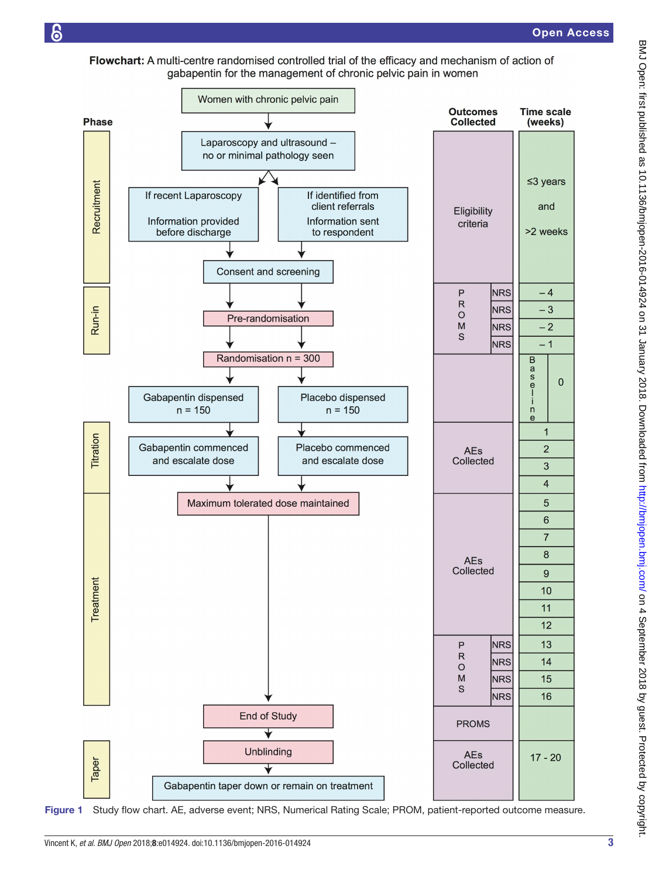**Flowchart:** A multi-centre randomised controlled trial of the efficacy and mechanism of action of gabapentin for the management of chronic pelvic pain in women

| Phase | Flow | Outcomes Collected | Time scale (weeks) |
|---|---|---|---|
| Recruitment | Women with chronic pelvic pain → Laparoscopy and ultrasound – no or minimal pathology seen → If recent Laparoscopy: Information provided before discharge / If identified from client referrals: Information sent to respondent → Consent and screening | Eligibility criteria | ≤3 years and >2 weeks |
| Run-in | Pre-randomisation | PROMS: NRS | – 4 |
| | | PROMS: NRS | – 3 |
| | | PROMS: NRS | – 2 |
| | | PROMS: NRS | – 1 |
| | Randomisation n = 300 → Gabapentin dispensed n = 150 / Placebo dispensed n = 150 | | Baseline 0 |
| Titration | Gabapentin commenced and escalate dose / Placebo commenced and escalate dose | AEs Collected | 1, 2, 3, 4 |
| Treatment | Maximum tolerated dose maintained | AEs Collected | 5, 6, 7, 8, 9, 10, 11, 12 |
| | | PROMS: NRS | 13 |
| | | PROMS: NRS | 14 |
| | | PROMS: NRS | 15 |
| | | PROMS: NRS | 16 |
| | End of Study | PROMS | |
| Taper | Unblinding → Gabapentin taper down or remain on treatment | AEs Collected | 17 - 20 |

Figure 1 Study flow chart. AE, adverse event; NRS, Numerical Rating Scale; PROM, patient-reported outcome measure.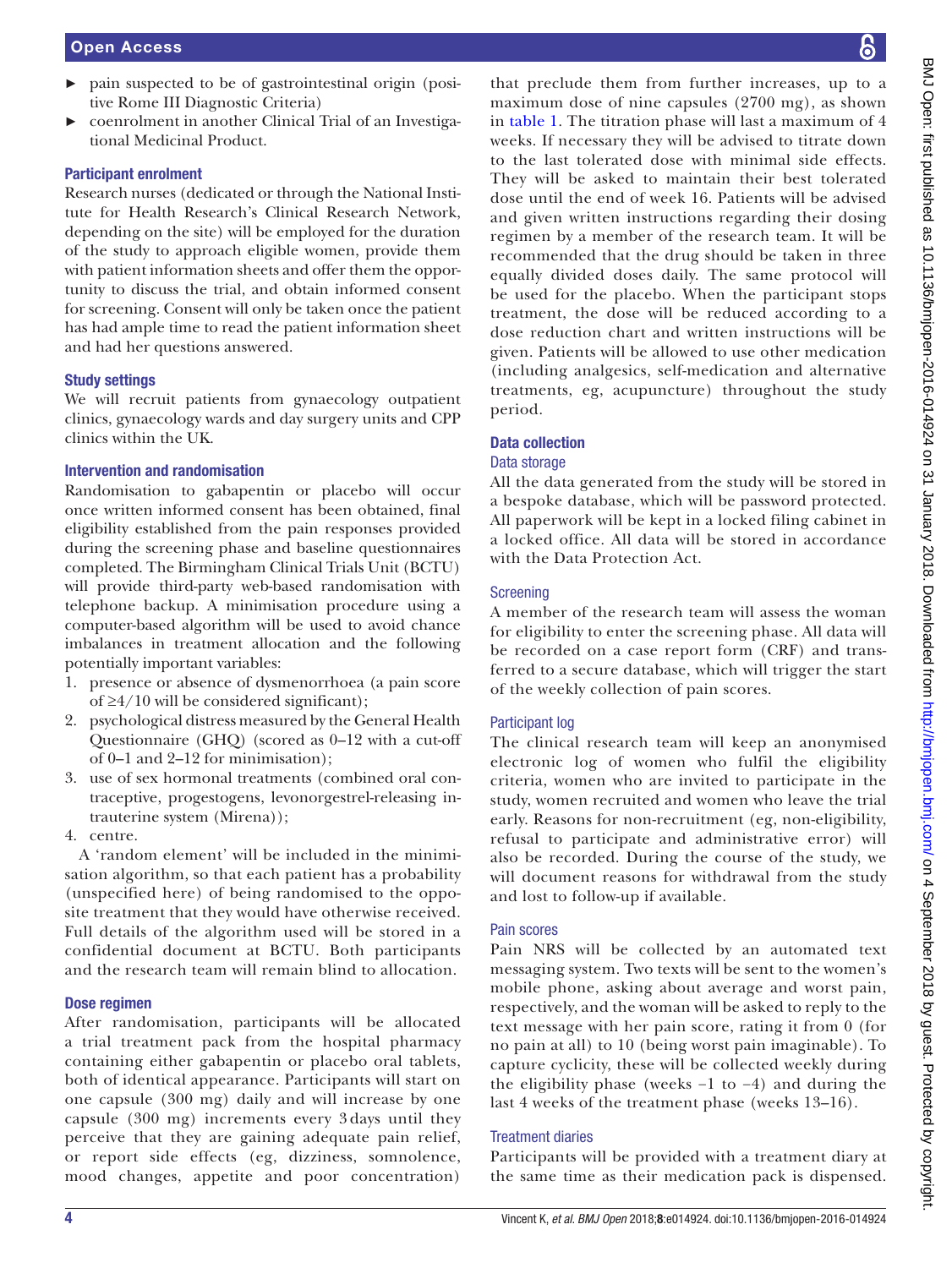- pain suspected to be of gastrointestinal origin (positive Rome III Diagnostic Criteria)
- coenrolment in another Clinical Trial of an Investigational Medicinal Product.

### Participant enrolment

Research nurses (dedicated or through the National Institute for Health Research's Clinical Research Network, depending on the site) will be employed for the duration of the study to approach eligible women, provide them with patient information sheets and offer them the opportunity to discuss the trial, and obtain informed consent for screening. Consent will only be taken once the patient has had ample time to read the patient information sheet and had her questions answered.

### Study settings

We will recruit patients from gynaecology outpatient clinics, gynaecology wards and day surgery units and CPP clinics within the UK.

### Intervention and randomisation

Randomisation to gabapentin or placebo will occur once written informed consent has been obtained, final eligibility established from the pain responses provided during the screening phase and baseline questionnaires completed. The Birmingham Clinical Trials Unit (BCTU) will provide third-party web-based randomisation with telephone backup. A minimisation procedure using a computer-based algorithm will be used to avoid chance imbalances in treatment allocation and the following potentially important variables:

1. presence or absence of dysmenorrhoea (a pain score of ≥4/10 will be considered significant);
2. psychological distress measured by the General Health Questionnaire (GHQ) (scored as 0–12 with a cut-off of 0–1 and 2–12 for minimisation);
3. use of sex hormonal treatments (combined oral contraceptive, progestogens, levonorgestrel-releasing intrauterine system (Mirena));
4. centre.

A 'random element' will be included in the minimisation algorithm, so that each patient has a probability (unspecified here) of being randomised to the opposite treatment that they would have otherwise received. Full details of the algorithm used will be stored in a confidential document at BCTU. Both participants and the research team will remain blind to allocation.

### Dose regimen

After randomisation, participants will be allocated a trial treatment pack from the hospital pharmacy containing either gabapentin or placebo oral tablets, both of identical appearance. Participants will start on one capsule (300 mg) daily and will increase by one capsule (300 mg) increments every 3 days until they perceive that they are gaining adequate pain relief, or report side effects (eg, dizziness, somnolence, mood changes, appetite and poor concentration) that preclude them from further increases, up to a maximum dose of nine capsules (2700 mg), as shown in table 1. The titration phase will last a maximum of 4 weeks. If necessary they will be advised to titrate down to the last tolerated dose with minimal side effects. They will be asked to maintain their best tolerated dose until the end of week 16. Patients will be advised and given written instructions regarding their dosing regimen by a member of the research team. It will be recommended that the drug should be taken in three equally divided doses daily. The same protocol will be used for the placebo. When the participant stops treatment, the dose will be reduced according to a dose reduction chart and written instructions will be given. Patients will be allowed to use other medication (including analgesics, self-medication and alternative treatments, eg, acupuncture) throughout the study period.

### Data collection

#### Data storage

All the data generated from the study will be stored in a bespoke database, which will be password protected. All paperwork will be kept in a locked filing cabinet in a locked office. All data will be stored in accordance with the Data Protection Act.

#### Screening

A member of the research team will assess the woman for eligibility to enter the screening phase. All data will be recorded on a case report form (CRF) and transferred to a secure database, which will trigger the start of the weekly collection of pain scores.

#### Participant log

The clinical research team will keep an anonymised electronic log of women who fulfil the eligibility criteria, women who are invited to participate in the study, women recruited and women who leave the trial early. Reasons for non-recruitment (eg, non-eligibility, refusal to participate and administrative error) will also be recorded. During the course of the study, we will document reasons for withdrawal from the study and lost to follow-up if available.

#### Pain scores

Pain NRS will be collected by an automated text messaging system. Two texts will be sent to the women's mobile phone, asking about average and worst pain, respectively, and the woman will be asked to reply to the text message with her pain score, rating it from 0 (for no pain at all) to 10 (being worst pain imaginable). To capture cyclicity, these will be collected weekly during the eligibility phase (weeks −1 to −4) and during the last 4 weeks of the treatment phase (weeks 13–16).

#### Treatment diaries

Participants will be provided with a treatment diary at the same time as their medication pack is dispensed.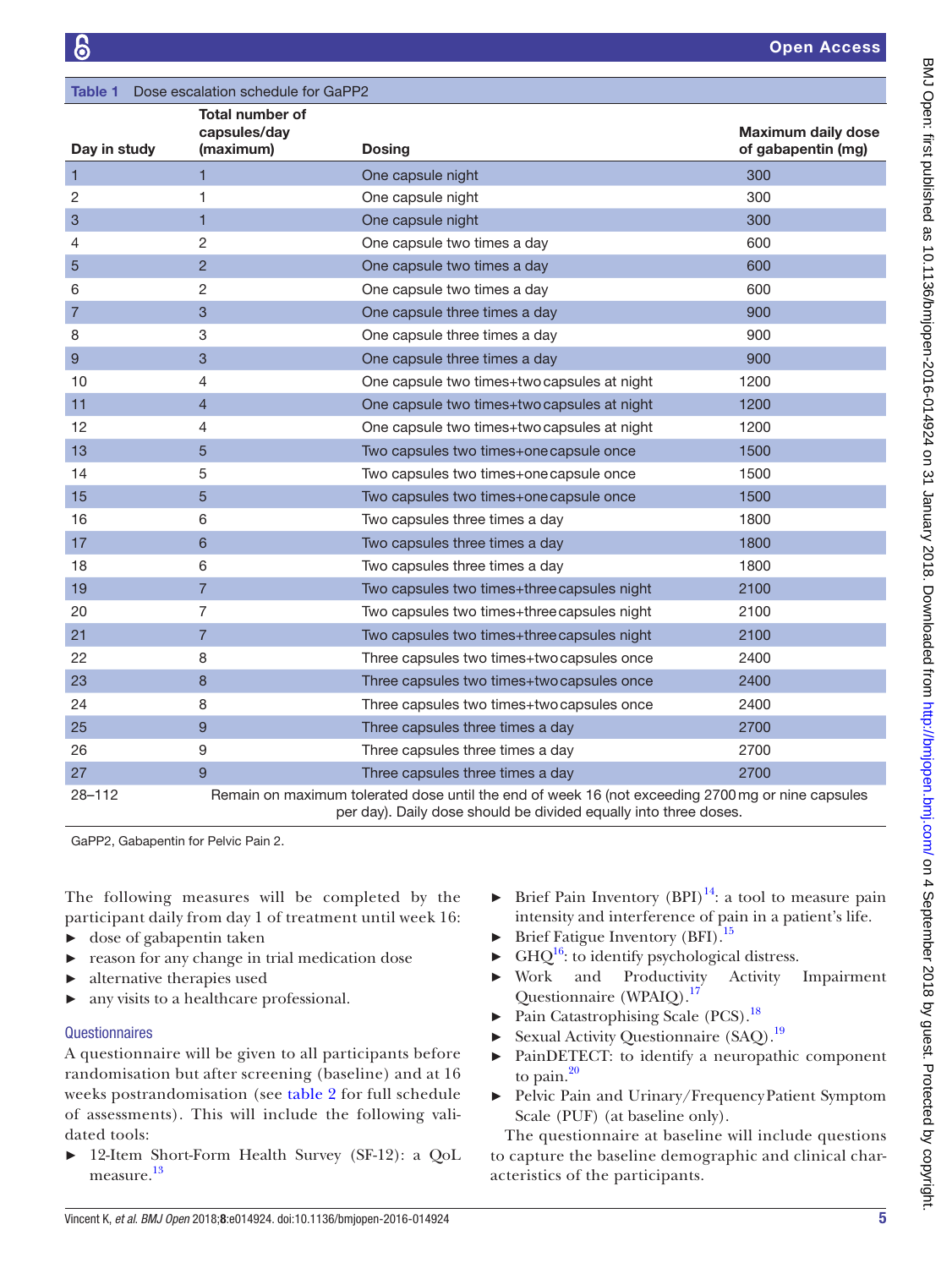**Table 1** Dose escalation schedule for GaPP2

| Day in study | Total number of capsules/day (maximum) | Dosing | Maximum daily dose of gabapentin (mg) |
|---|---|---|---|
| 1 | 1 | One capsule night | 300 |
| 2 | 1 | One capsule night | 300 |
| 3 | 1 | One capsule night | 300 |
| 4 | 2 | One capsule two times a day | 600 |
| 5 | 2 | One capsule two times a day | 600 |
| 6 | 2 | One capsule two times a day | 600 |
| 7 | 3 | One capsule three times a day | 900 |
| 8 | 3 | One capsule three times a day | 900 |
| 9 | 3 | One capsule three times a day | 900 |
| 10 | 4 | One capsule two times+two capsules at night | 1200 |
| 11 | 4 | One capsule two times+two capsules at night | 1200 |
| 12 | 4 | One capsule two times+two capsules at night | 1200 |
| 13 | 5 | Two capsules two times+one capsule once | 1500 |
| 14 | 5 | Two capsules two times+one capsule once | 1500 |
| 15 | 5 | Two capsules two times+one capsule once | 1500 |
| 16 | 6 | Two capsules three times a day | 1800 |
| 17 | 6 | Two capsules three times a day | 1800 |
| 18 | 6 | Two capsules three times a day | 1800 |
| 19 | 7 | Two capsules two times+three capsules night | 2100 |
| 20 | 7 | Two capsules two times+three capsules night | 2100 |
| 21 | 7 | Two capsules two times+three capsules night | 2100 |
| 22 | 8 | Three capsules two times+two capsules once | 2400 |
| 23 | 8 | Three capsules two times+two capsules once | 2400 |
| 24 | 8 | Three capsules two times+two capsules once | 2400 |
| 25 | 9 | Three capsules three times a day | 2700 |
| 26 | 9 | Three capsules three times a day | 2700 |
| 27 | 9 | Three capsules three times a day | 2700 |
| 28–112 | Remain on maximum tolerated dose until the end of week 16 (not exceeding 2700 mg or nine capsules per day). Daily dose should be divided equally into three doses. | | |

GaPP2, Gabapentin for Pelvic Pain 2.

The following measures will be completed by the participant daily from day 1 of treatment until week 16:

- dose of gabapentin taken
- reason for any change in trial medication dose
- alternative therapies used
- any visits to a healthcare professional.

### Questionnaires

A questionnaire will be given to all participants before randomisation but after screening (baseline) and at 16 weeks postrandomisation (see table 2 for full schedule of assessments). This will include the following validated tools:

- 12-Item Short-Form Health Survey (SF-12): a QoL measure.[13]
- Brief Pain Inventory (BPI)[14]: a tool to measure pain intensity and interference of pain in a patient's life.
- Brief Fatigue Inventory (BFI).[15]
- GHQ[16]: to identify psychological distress.
- Work and Productivity Activity Impairment Questionnaire (WPAIQ).[17]
- Pain Catastrophising Scale (PCS).[18]
- Sexual Activity Questionnaire (SAQ).[19]
- PainDETECT: to identify a neuropathic component to pain.[20]
- Pelvic Pain and Urinary/Frequency Patient Symptom Scale (PUF) (at baseline only).

The questionnaire at baseline will include questions to capture the baseline demographic and clinical characteristics of the participants.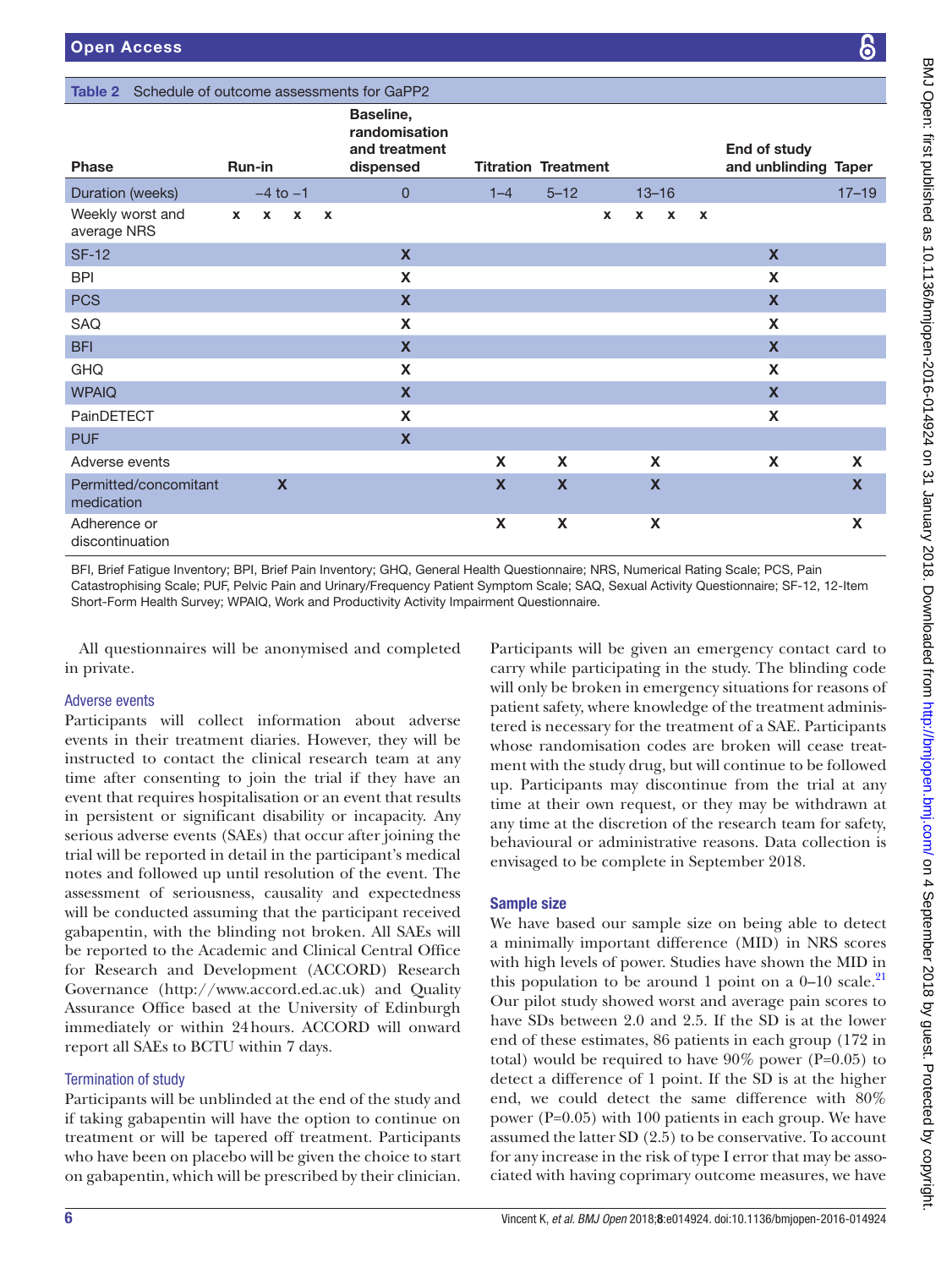**Table 2** Schedule of outcome assessments for GaPP2

| Phase | Run-in | Baseline, randomisation and treatment dispensed | Titration | Treatment | | End of study and unblinding | Taper |
|---|---|---|---|---|---|---|---|
| Duration (weeks) | −4 to −1 | 0 | 1–4 | 5–12 | 13–16 | | 17–19 |
| Weekly worst and average NRS | x x x x | | | | x x x x | | |
| SF-12 | | X | | | | X | |
| BPI | | X | | | | X | |
| PCS | | X | | | | X | |
| SAQ | | X | | | | X | |
| BFI | | X | | | | X | |
| GHQ | | X | | | | X | |
| WPAIQ | | X | | | | X | |
| PainDETECT | | X | | | | X | |
| PUF | | X | | | | | |
| Adverse events | | | X | X | X | X | X |
| Permitted/concomitant medication | X | | X | X | X | | X |
| Adherence or discontinuation | | | X | X | X | | X |

BFI, Brief Fatigue Inventory; BPI, Brief Pain Inventory; GHQ, General Health Questionnaire; NRS, Numerical Rating Scale; PCS, Pain Catastrophising Scale; PUF, Pelvic Pain and Urinary/Frequency Patient Symptom Scale; SAQ, Sexual Activity Questionnaire; SF-12, 12-Item Short-Form Health Survey; WPAIQ, Work and Productivity Activity Impairment Questionnaire.

All questionnaires will be anonymised and completed in private.

### Adverse events

Participants will collect information about adverse events in their treatment diaries. However, they will be instructed to contact the clinical research team at any time after consenting to join the trial if they have an event that requires hospitalisation or an event that results in persistent or significant disability or incapacity. Any serious adverse events (SAEs) that occur after joining the trial will be reported in detail in the participant's medical notes and followed up until resolution of the event. The assessment of seriousness, causality and expectedness will be conducted assuming that the participant received gabapentin, with the blinding not broken. All SAEs will be reported to the Academic and Clinical Central Office for Research and Development (ACCORD) Research Governance (http://www.accord.ed.ac.uk) and Quality Assurance Office based at the University of Edinburgh immediately or within 24 hours. ACCORD will onward report all SAEs to BCTU within 7 days.

### Termination of study

Participants will be unblinded at the end of the study and if taking gabapentin will have the option to continue on treatment or will be tapered off treatment. Participants who have been on placebo will be given the choice to start on gabapentin, which will be prescribed by their clinician. Participants will be given an emergency contact card to carry while participating in the study. The blinding code will only be broken in emergency situations for reasons of patient safety, where knowledge of the treatment administered is necessary for the treatment of a SAE. Participants whose randomisation codes are broken will cease treatment with the study drug, but will continue to be followed up. Participants may discontinue from the trial at any time at their own request, or they may be withdrawn at any time at the discretion of the research team for safety, behavioural or administrative reasons. Data collection is envisaged to be complete in September 2018.

## Sample size

We have based our sample size on being able to detect a minimally important difference (MID) in NRS scores with high levels of power. Studies have shown the MID in this population to be around 1 point on a 0–10 scale.[21] Our pilot study showed worst and average pain scores to have SDs between 2.0 and 2.5. If the SD is at the lower end of these estimates, 86 patients in each group (172 in total) would be required to have 90% power (P=0.05) to detect a difference of 1 point. If the SD is at the higher end, we could detect the same difference with 80% power (P=0.05) with 100 patients in each group. We have assumed the latter SD (2.5) to be conservative. To account for any increase in the risk of type I error that may be associated with having coprimary outcome measures, we have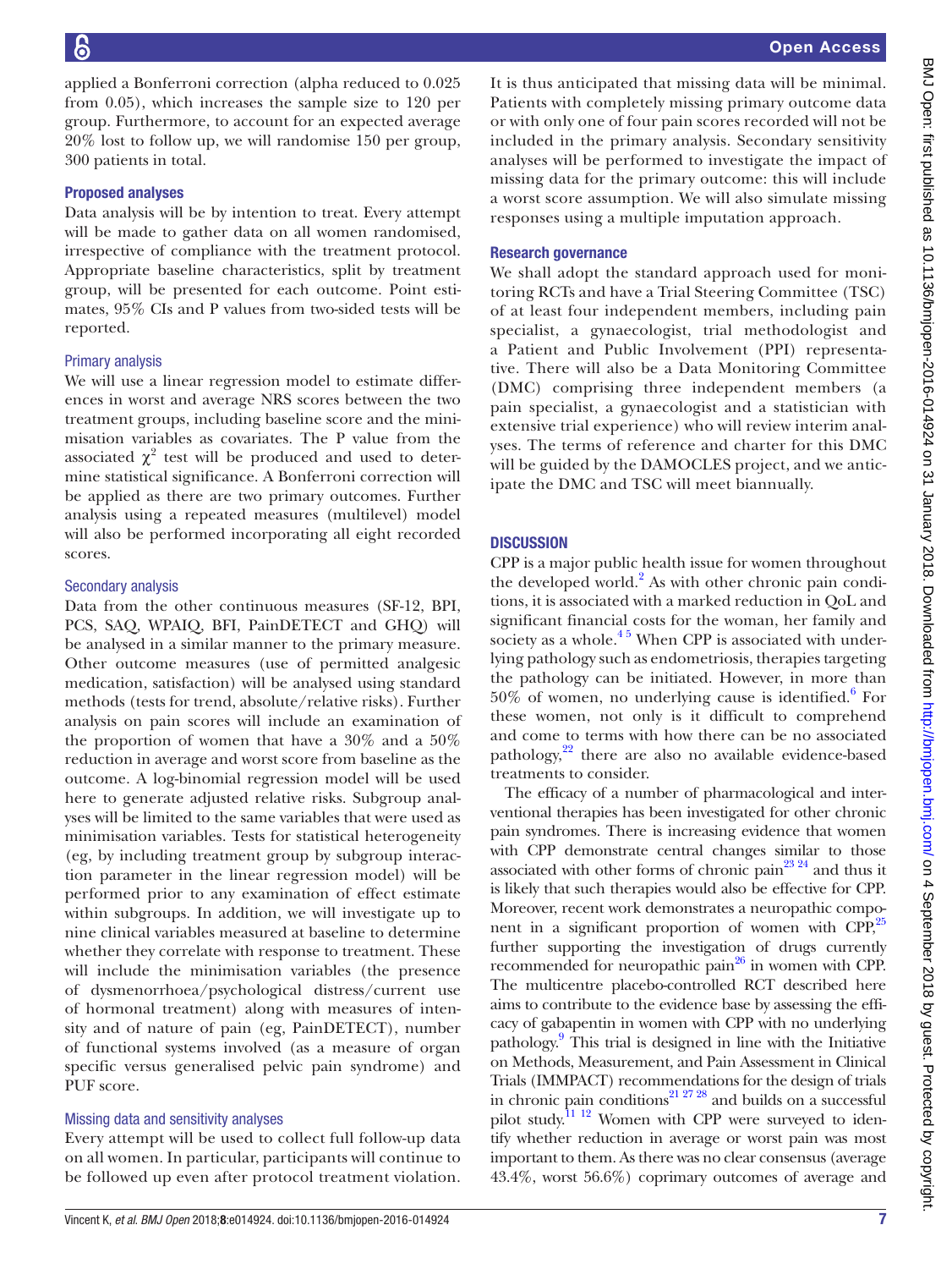applied a Bonferroni correction (alpha reduced to 0.025 from 0.05), which increases the sample size to 120 per group. Furthermore, to account for an expected average 20% lost to follow up, we will randomise 150 per group, 300 patients in total.

### Proposed analyses

Data analysis will be by intention to treat. Every attempt will be made to gather data on all women randomised, irrespective of compliance with the treatment protocol. Appropriate baseline characteristics, split by treatment group, will be presented for each outcome. Point estimates, 95% CIs and P values from two-sided tests will be reported.

#### Primary analysis

We will use a linear regression model to estimate differences in worst and average NRS scores between the two treatment groups, including baseline score and the minimisation variables as covariates. The P value from the associated $\chi^2$ test will be produced and used to determine statistical significance. A Bonferroni correction will be applied as there are two primary outcomes. Further analysis using a repeated measures (multilevel) model will also be performed incorporating all eight recorded scores.

#### Secondary analysis

Data from the other continuous measures (SF-12, BPI, PCS, SAQ, WPAIQ, BFI, PainDETECT and GHQ) will be analysed in a similar manner to the primary measure. Other outcome measures (use of permitted analgesic medication, satisfaction) will be analysed using standard methods (tests for trend, absolute/relative risks). Further analysis on pain scores will include an examination of the proportion of women that have a 30% and a 50% reduction in average and worst score from baseline as the outcome. A log-binomial regression model will be used here to generate adjusted relative risks. Subgroup analyses will be limited to the same variables that were used as minimisation variables. Tests for statistical heterogeneity (eg, by including treatment group by subgroup interaction parameter in the linear regression model) will be performed prior to any examination of effect estimate within subgroups. In addition, we will investigate up to nine clinical variables measured at baseline to determine whether they correlate with response to treatment. These will include the minimisation variables (the presence of dysmenorrhoea/psychological distress/current use of hormonal treatment) along with measures of intensity and of nature of pain (eg, PainDETECT), number of functional systems involved (as a measure of organ specific versus generalised pelvic pain syndrome) and PUF score.

#### Missing data and sensitivity analyses

Every attempt will be used to collect full follow-up data on all women. In particular, participants will continue to be followed up even after protocol treatment violation. It is thus anticipated that missing data will be minimal. Patients with completely missing primary outcome data or with only one of four pain scores recorded will not be included in the primary analysis. Secondary sensitivity analyses will be performed to investigate the impact of missing data for the primary outcome: this will include a worst score assumption. We will also simulate missing responses using a multiple imputation approach.

### Research governance

We shall adopt the standard approach used for monitoring RCTs and have a Trial Steering Committee (TSC) of at least four independent members, including pain specialist, a gynaecologist, trial methodologist and a Patient and Public Involvement (PPI) representative. There will also be a Data Monitoring Committee (DMC) comprising three independent members (a pain specialist, a gynaecologist and a statistician with extensive trial experience) who will review interim analyses. The terms of reference and charter for this DMC will be guided by the DAMOCLES project, and we anticipate the DMC and TSC will meet biannually.

## DISCUSSION

CPP is a major public health issue for women throughout the developed world.[2] As with other chronic pain conditions, it is associated with a marked reduction in QoL and significant financial costs for the woman, her family and society as a whole.[4,5] When CPP is associated with underlying pathology such as endometriosis, therapies targeting the pathology can be initiated. However, in more than 50% of women, no underlying cause is identified.[6] For these women, not only is it difficult to comprehend and come to terms with how there can be no associated pathology,[22] there are also no available evidence-based treatments to consider.

The efficacy of a number of pharmacological and interventional therapies has been investigated for other chronic pain syndromes. There is increasing evidence that women with CPP demonstrate central changes similar to those associated with other forms of chronic pain[23,24] and thus it is likely that such therapies would also be effective for CPP. Moreover, recent work demonstrates a neuropathic component in a significant proportion of women with CPP,[25] further supporting the investigation of drugs currently recommended for neuropathic pain[26] in women with CPP. The multicentre placebo-controlled RCT described here aims to contribute to the evidence base by assessing the efficacy of gabapentin in women with CPP with no underlying pathology.[9] This trial is designed in line with the Initiative on Methods, Measurement, and Pain Assessment in Clinical Trials (IMMPACT) recommendations for the design of trials in chronic pain conditions[21,27,28] and builds on a successful pilot study.[11,12] Women with CPP were surveyed to identify whether reduction in average or worst pain was most important to them. As there was no clear consensus (average 43.4%, worst 56.6%) coprimary outcomes of average and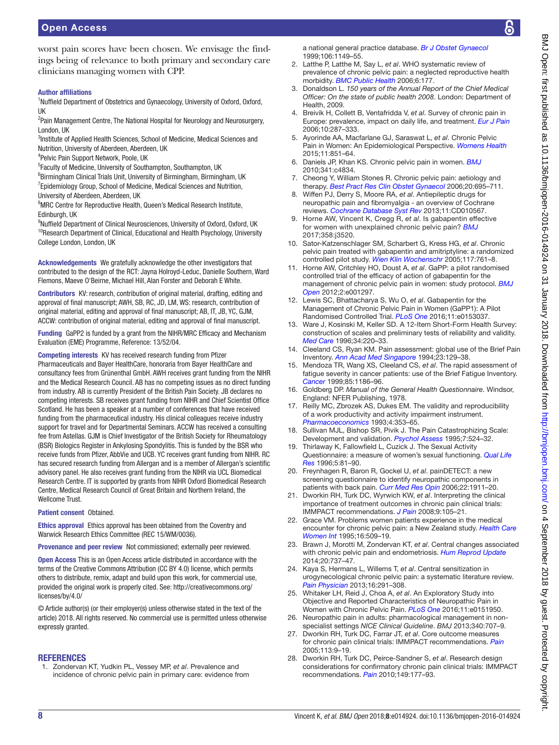worst pain scores have been chosen. We envisage the findings being of relevance to both primary and secondary care clinicians managing women with CPP.

**Author affiliations**

[1]Nuffield Department of Obstetrics and Gynaecology, University of Oxford, Oxford, UK

[2]Pain Management Centre, The National Hospital for Neurology and Neurosurgery, London, UK

[3]Institute of Applied Health Sciences, School of Medicine, Medical Sciences and Nutrition, University of Aberdeen, Aberdeen, UK

[4]Pelvic Pain Support Network, Poole, UK

[5]Faculty of Medicine, University of Southampton, Southampton, UK

[6]Birmingham Clinical Trials Unit, University of Birmingham, Birmingham, UK

[7]Epidemiology Group, School of Medicine, Medical Sciences and Nutrition, University of Aberdeen, Aberdeen, UK

[8]MRC Centre for Reproductive Health, Queen's Medical Research Institute, Edinburgh, UK

[9]Nuffield Department of Clinical Neurosciences, University of Oxford, Oxford, UK

[10]Research Department of Clinical, Educational and Health Psychology, University College London, London, UK

**Acknowledgements** We gratefully acknowledge the other investigators that contributed to the design of the RCT: Jayna Holroyd-Leduc, Danielle Southern, Ward Flemons, Maeve O'Beirne, Michael Hill, Alan Forster and Deborah E White.

**Contributors** KV: research, contribution of original material, drafting, editing and approval of final manuscript; AWH, SB, RC, JD, LM, WS: research, contribution of original material, editing and approval of final manuscript; AB, IT, JB, YC, GJM, ACCW: contribution of original material, editing and approval of final manuscript.

**Funding** GaPP2 is funded by a grant from the NIHR/MRC Efficacy and Mechanism Evaluation (EME) Programme, Reference: 13/52/04.

**Competing interests** KV has received research funding from Pfizer Pharmaceuticals and Bayer HealthCare, honoraria from Bayer HealthCare and consultancy fees from Grünenthal GmbH. AWH receives grant funding from the NIHR and the Medical Research Council. AB has no competing issues as no direct funding from industry. AB is currently President of the British Pain Society. JB declares no competing interests. SB receives grant funding from NIHR and Chief Scientist Office Scotland. He has been a speaker at a number of conferences that have received funding from the pharmaceutical industry. His clinical colleagues receive industry support for travel and for Departmental Seminars. ACCW has received a consulting fee from Astellas. GJM is Chief Investigator of the British Society for Rheumatology (BSR) Biologics Register in Ankylosing Spondylitis. This is funded by the BSR who receive funds from Pfizer, AbbVie and UCB. YC receives grant funding from NIHR. RC has secured research funding from Allergan and is a member of Allergan's scientific advisory panel. He also receives grant funding from the NIHR via UCL Biomedical Research Centre. IT is supported by grants from NIHR Oxford Biomedical Research Centre, Medical Research Council of Great Britain and Northern Ireland, the Wellcome Trust.

**Patient consent** Obtained.

**Ethics approval** Ethics approval has been obtained from the Coventry and Warwick Research Ethics Committee (REC 15/WM/0036).

**Provenance and peer review** Not commissioned; externally peer reviewed.

**Open Access** This is an Open Access article distributed in accordance with the terms of the Creative Commons Attribution (CC BY 4.0) license, which permits others to distribute, remix, adapt and build upon this work, for commercial use, provided the original work is properly cited. See: http://creativecommons.org/licenses/by/4.0/

© Article author(s) (or their employer(s) unless otherwise stated in the text of the article) 2018. All rights reserved. No commercial use is permitted unless otherwise expressly granted.

## REFERENCES

1. Zondervan KT, Yudkin PL, Vessey MP, *et al*. Prevalence and incidence of chronic pelvic pain in primary care: evidence from a national general practice database. *Br J Obstet Gynaecol* 1999;106:1149–55.
2. Latthe P, Latthe M, Say L, *et al*. WHO systematic review of prevalence of chronic pelvic pain: a neglected reproductive health morbidity. *BMC Public Health* 2006;6:177.
3. Donaldson L. *150 years of the Annual Report of the Chief Medical Officer: On the state of public health 2008*. London: Department of Health, 2009.
4. Breivik H, Collett B, Ventafridda V, *et al*. Survey of chronic pain in Europe: prevalence, impact on daily life, and treatment. *Eur J Pain* 2006;10:287–333.
5. Ayorinde AA, Macfarlane GJ, Saraswat L, *et al*. Chronic Pelvic Pain in Women: An Epidemiological Perspective. *Womens Health* 2015;11:851–64.
6. Daniels JP, Khan KS. Chronic pelvic pain in women. *BMJ* 2010;341:c4834.
7. Cheong Y, William Stones R. Chronic pelvic pain: aetiology and therapy. *Best Pract Res Clin Obstet Gynaecol* 2006;20:695–711.
8. Wiffen PJ, Derry S, Moore RA, *et al*. Antiepileptic drugs for neuropathic pain and fibromyalgia - an overview of Cochrane reviews. *Cochrane Database Syst Rev* 2013;11:CD010567.
9. Horne AW, Vincent K, Cregg R, *et al*. Is gabapentin effective for women with unexplained chronic pelvic pain? *BMJ* 2017;358:j3520.
10. Sator-Katzenschlager SM, Scharbert G, Kress HG, *et al*. Chronic pelvic pain treated with gabapentin and amitriptyline: a randomized controlled pilot study. *Wien Klin Wochenschr* 2005;117:761–8.
11. Horne AW, Critchley HO, Doust A, *et al*. GaPP: a pilot randomised controlled trial of the efficacy of action of gabapentin for the management of chronic pelvic pain in women: study protocol. *BMJ Open* 2012;2:e001297.
12. Lewis SC, Bhattacharya S, Wu O, *et al*. Gabapentin for the Management of Chronic Pelvic Pain in Women (GaPP1): A Pilot Randomised Controlled Trial. *PLoS One* 2016;11:e0153037.
13. Ware J, Kosinski M, Keller SD. A 12-Item Short-Form Health Survey: construction of scales and preliminary tests of reliability and validity. *Med Care* 1996;34:220–33.
14. Cleeland CS, Ryan KM. Pain assessment: global use of the Brief Pain Inventory. *Ann Acad Med Singapore* 1994;23:129–38.
15. Mendoza TR, Wang XS, Cleeland CS, *et al*. The rapid assessment of fatigue severity in cancer patients: use of the Brief Fatigue Inventory. *Cancer* 1999;85:1186–96.
16. Goldberg DP. *Manual of the General Health Questionnaire*. Windsor, England: NFER Publishing, 1978.
17. Reilly MC, Zbrozek AS, Dukes EM. The validity and reproducibility of a work productivity and activity impairment instrument. *Pharmacoeconomics* 1993;4:353–65.
18. Sullivan MJL, Bishop SR, Pivik J. The Pain Catastrophizing Scale: Development and validation. *Psychol Assess* 1995;7:524–32.
19. Thirlaway K, Fallowfield L, Cuzick J. The Sexual Activity Questionnaire: a measure of women's sexual functioning. *Qual Life Res* 1996;5:81–90.
20. Freynhagen R, Baron R, Gockel U, *et al*. painDETECT: a new screening questionnaire to identify neuropathic components in patients with back pain. *Curr Med Res Opin* 2006;22:1911–20.
21. Dworkin RH, Turk DC, Wyrwich KW, *et al*. Interpreting the clinical importance of treatment outcomes in chronic pain clinical trials: IMMPACT recommendations. *J Pain* 2008;9:105–21.
22. Grace VM. Problems women patients experience in the medical encounter for chronic pelvic pain: a New Zealand study. *Health Care Women Int* 1995;16:509–19.
23. Brawn J, Morotti M, Zondervan KT, *et al*. Central changes associated with chronic pelvic pain and endometriosis. *Hum Reprod Update* 2014;20:737–47.
24. Kaya S, Hermans L, Willems T, *et al*. Central sensitization in urogynecological chronic pelvic pain: a systematic literature review. *Pain Physician* 2013;16:291–308.
25. Whitaker LH, Reid J, Choa A, *et al*. An Exploratory Study into Objective and Reported Characteristics of Neuropathic Pain in Women with Chronic Pelvic Pain. *PLoS One* 2016;11:e0151950.
26. Neuropathic pain in adults: pharmacological management in non-specialist settings *NICE Clinical Guideline*. *BMJ* 2013;340:707–9.
27. Dworkin RH, Turk DC, Farrar JT, *et al*. Core outcome measures for chronic pain clinical trials: IMMPACT recommendations. *Pain* 2005;113:9–19.
28. Dworkin RH, Turk DC, Peirce-Sandner S, *et al*. Research design considerations for confirmatory chronic pain clinical trials: IMMPACT recommendations. *Pain* 2010;149:177–93.